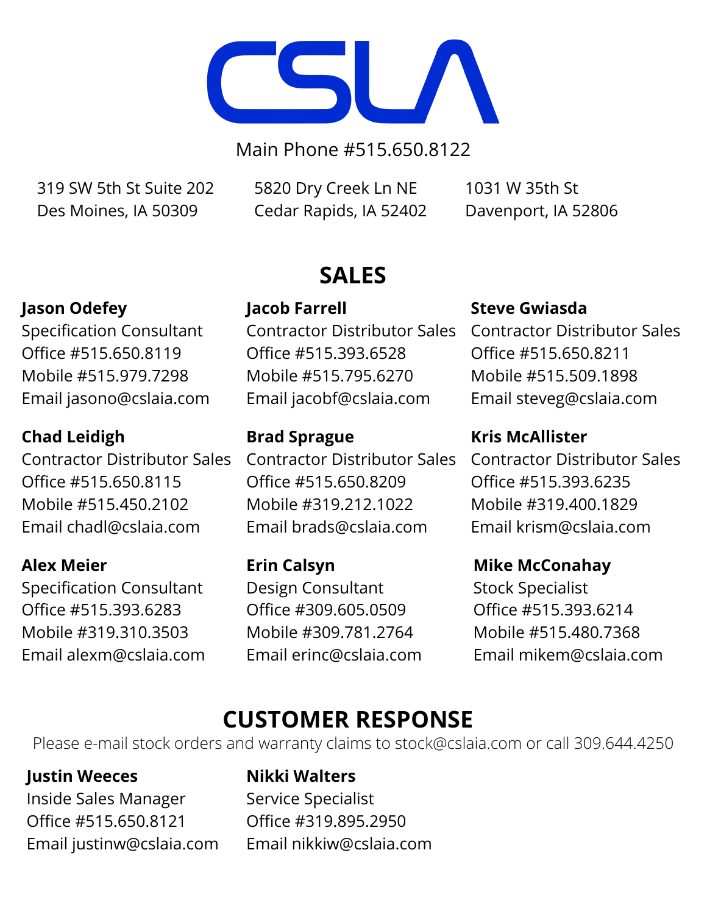# CSLA

Main Phone #515.650.8122

319 SW 5th St Suite 202
Des Moines, IA 50309

5820 Dry Creek Ln NE
Cedar Rapids, IA 52402

1031 W 35th St
Davenport, IA 52806

## SALES

**Jason Odefey**
Specification Consultant
Office #515.650.8119
Mobile #515.979.7298
Email jasono@cslaia.com

**Jacob Farrell**
Contractor Distributor Sales
Office #515.393.6528
Mobile #515.795.6270
Email jacobf@cslaia.com

**Steve Gwiasda**
Contractor Distributor Sales
Office #515.650.8211
Mobile #515.509.1898
Email steveg@cslaia.com

**Chad Leidigh**
Contractor Distributor Sales
Office #515.650.8115
Mobile #515.450.2102
Email chadl@cslaia.com

**Brad Sprague**
Contractor Distributor Sales
Office #515.650.8209
Mobile #319.212.1022
Email brads@cslaia.com

**Kris McAllister**
Contractor Distributor Sales
Office #515.393.6235
Mobile #319.400.1829
Email krism@cslaia.com

**Alex Meier**
Specification Consultant
Office #515.393.6283
Mobile #319.310.3503
Email alexm@cslaia.com

**Erin Calsyn**
Design Consultant
Office #309.605.0509
Mobile #309.781.2764
Email erinc@cslaia.com

**Mike McConahay**
Stock Specialist
Office #515.393.6214
Mobile #515.480.7368
Email mikem@cslaia.com

## CUSTOMER RESPONSE

Please e-mail stock orders and warranty claims to stock@cslaia.com or call 309.644.4250

**Justin Weeces**
Inside Sales Manager
Office #515.650.8121
Email justinw@cslaia.com

**Nikki Walters**
Service Specialist
Office #319.895.2950
Email nikkiw@cslaia.com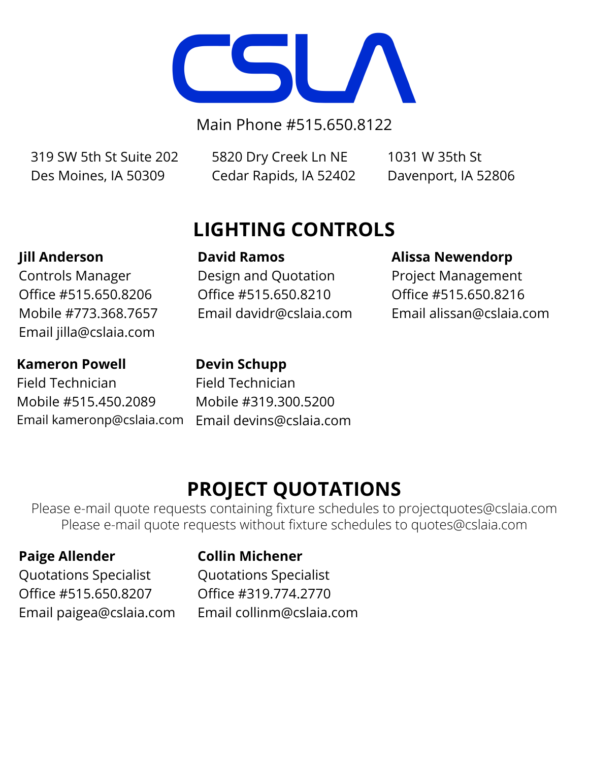# CSLA

Main Phone #515.650.8122

319 SW 5th St Suite 202
Des Moines, IA 50309

5820 Dry Creek Ln NE
Cedar Rapids, IA 52402

1031 W 35th St
Davenport, IA 52806

## LIGHTING CONTROLS

**Jill Anderson**
Controls Manager
Office #515.650.8206
Mobile #773.368.7657
Email jilla@cslaia.com

**David Ramos**
Design and Quotation
Office #515.650.8210
Email davidr@cslaia.com

**Alissa Newendorp**
Project Management
Office #515.650.8216
Email alissan@cslaia.com

**Kameron Powell**
Field Technician
Mobile #515.450.2089
Email kameronp@cslaia.com

**Devin Schupp**
Field Technician
Mobile #319.300.5200
Email devins@cslaia.com

## PROJECT QUOTATIONS

Please e-mail quote requests containing fixture schedules to projectquotes@cslaia.com
Please e-mail quote requests without fixture schedules to quotes@cslaia.com

**Paige Allender**
Quotations Specialist
Office #515.650.8207
Email paigea@cslaia.com

**Collin Michener**
Quotations Specialist
Office #319.774.2770
Email collinm@cslaia.com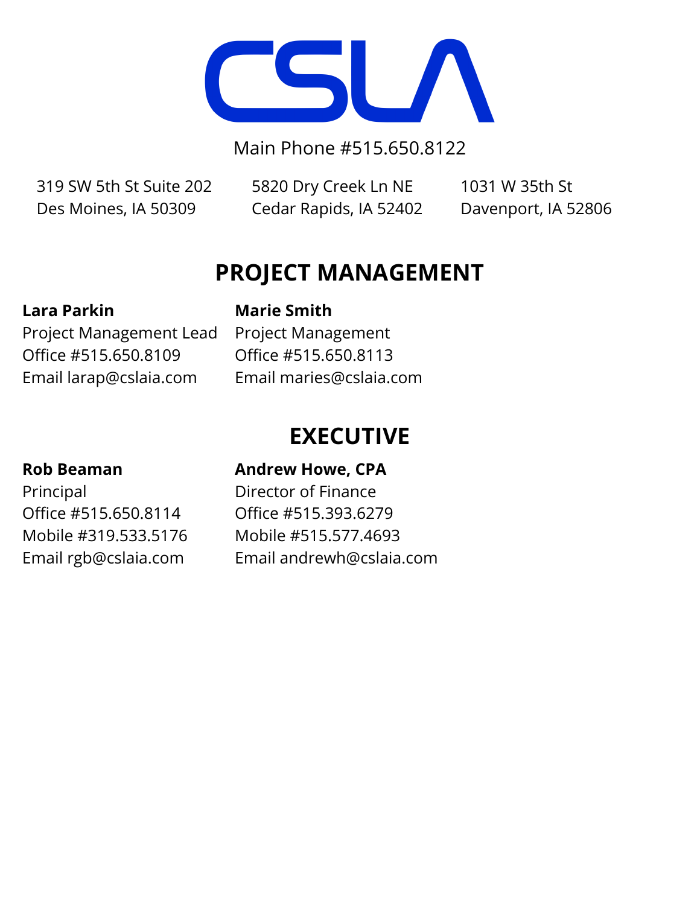# CSLA

Main Phone #515.650.8122

319 SW 5th St Suite 202
Des Moines, IA 50309

5820 Dry Creek Ln NE
Cedar Rapids, IA 52402

1031 W 35th St
Davenport, IA 52806

## PROJECT MANAGEMENT

**Lara Parkin**
Project Management Lead
Office #515.650.8109
Email larap@cslaia.com

**Marie Smith**
Project Management
Office #515.650.8113
Email maries@cslaia.com

## EXECUTIVE

**Rob Beaman**
Principal
Office #515.650.8114
Mobile #319.533.5176
Email rgb@cslaia.com

**Andrew Howe, CPA**
Director of Finance
Office #515.393.6279
Mobile #515.577.4693
Email andrewh@cslaia.com